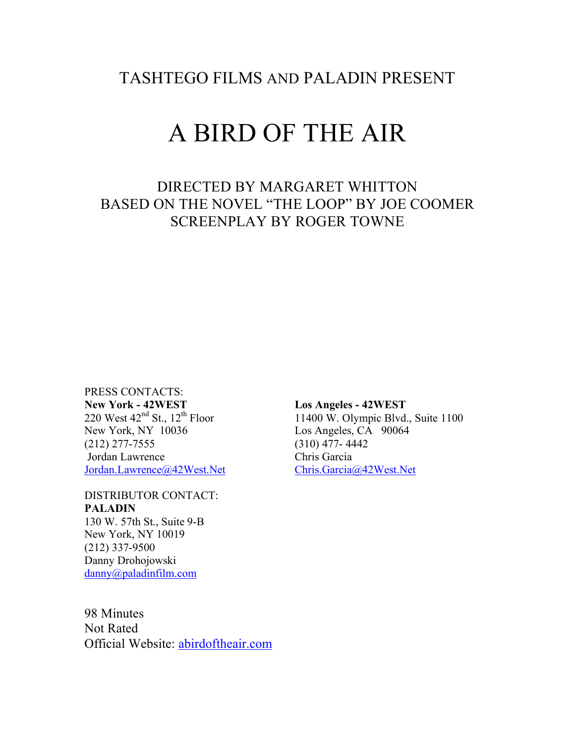TASHTEGO FILMS AND PALADIN PRESENT

# A BIRD OF THE AIR

DIRECTED BY MARGARET WHITTON
BASED ON THE NOVEL "THE LOOP" BY JOE COOMER
SCREENPLAY BY ROGER TOWNE

PRESS CONTACTS:

**New York - 42WEST**
220 West 42nd St., 12th Floor
New York, NY 10036
(212) 277-7555
Jordan Lawrence
Jordan.Lawrence@42West.Net

**Los Angeles - 42WEST**
11400 W. Olympic Blvd., Suite 1100
Los Angeles, CA 90064
(310) 477- 4442
Chris Garcia
Chris.Garcia@42West.Net

DISTRIBUTOR CONTACT:

**PALADIN**
130 W. 57th St., Suite 9-B
New York, NY 10019
(212) 337-9500
Danny Drohojowski
danny@paladinfilm.com

98 Minutes
Not Rated
Official Website: abirdoftheair.com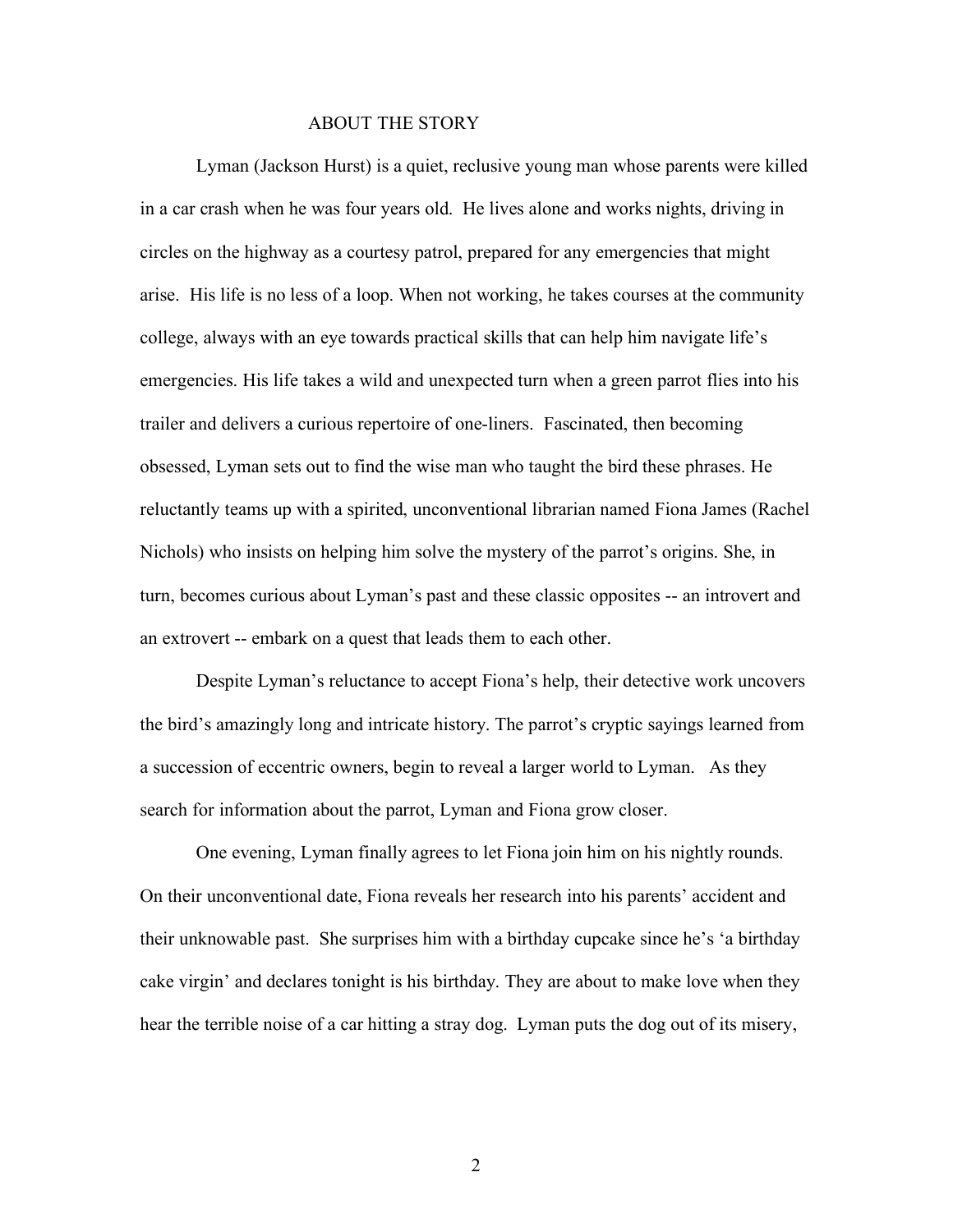# ABOUT THE STORY

Lyman (Jackson Hurst) is a quiet, reclusive young man whose parents were killed in a car crash when he was four years old. He lives alone and works nights, driving in circles on the highway as a courtesy patrol, prepared for any emergencies that might arise. His life is no less of a loop. When not working, he takes courses at the community college, always with an eye towards practical skills that can help him navigate life's emergencies. His life takes a wild and unexpected turn when a green parrot flies into his trailer and delivers a curious repertoire of one-liners. Fascinated, then becoming obsessed, Lyman sets out to find the wise man who taught the bird these phrases. He reluctantly teams up with a spirited, unconventional librarian named Fiona James (Rachel Nichols) who insists on helping him solve the mystery of the parrot's origins. She, in turn, becomes curious about Lyman's past and these classic opposites -- an introvert and an extrovert -- embark on a quest that leads them to each other.

Despite Lyman's reluctance to accept Fiona's help, their detective work uncovers the bird's amazingly long and intricate history. The parrot's cryptic sayings learned from a succession of eccentric owners, begin to reveal a larger world to Lyman. As they search for information about the parrot, Lyman and Fiona grow closer.

One evening, Lyman finally agrees to let Fiona join him on his nightly rounds. On their unconventional date, Fiona reveals her research into his parents' accident and their unknowable past. She surprises him with a birthday cupcake since he's 'a birthday cake virgin' and declares tonight is his birthday. They are about to make love when they hear the terrible noise of a car hitting a stray dog. Lyman puts the dog out of its misery,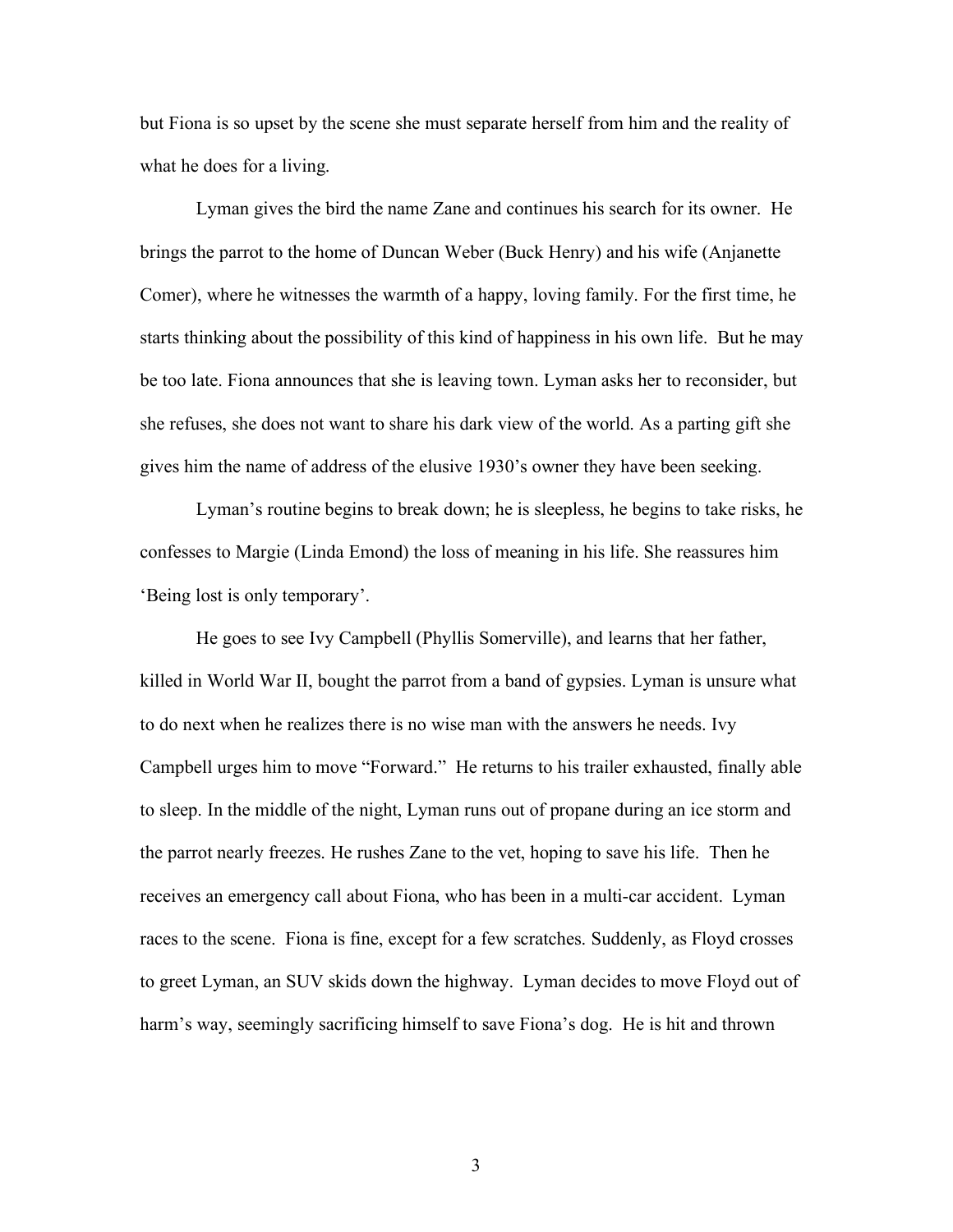but Fiona is so upset by the scene she must separate herself from him and the reality of what he does for a living.

Lyman gives the bird the name Zane and continues his search for its owner. He brings the parrot to the home of Duncan Weber (Buck Henry) and his wife (Anjanette Comer), where he witnesses the warmth of a happy, loving family. For the first time, he starts thinking about the possibility of this kind of happiness in his own life. But he may be too late. Fiona announces that she is leaving town. Lyman asks her to reconsider, but she refuses, she does not want to share his dark view of the world. As a parting gift she gives him the name of address of the elusive 1930's owner they have been seeking.

Lyman's routine begins to break down; he is sleepless, he begins to take risks, he confesses to Margie (Linda Emond) the loss of meaning in his life. She reassures him 'Being lost is only temporary'.

He goes to see Ivy Campbell (Phyllis Somerville), and learns that her father, killed in World War II, bought the parrot from a band of gypsies. Lyman is unsure what to do next when he realizes there is no wise man with the answers he needs. Ivy Campbell urges him to move "Forward." He returns to his trailer exhausted, finally able to sleep. In the middle of the night, Lyman runs out of propane during an ice storm and the parrot nearly freezes. He rushes Zane to the vet, hoping to save his life. Then he receives an emergency call about Fiona, who has been in a multi-car accident. Lyman races to the scene. Fiona is fine, except for a few scratches. Suddenly, as Floyd crosses to greet Lyman, an SUV skids down the highway. Lyman decides to move Floyd out of harm's way, seemingly sacrificing himself to save Fiona's dog. He is hit and thrown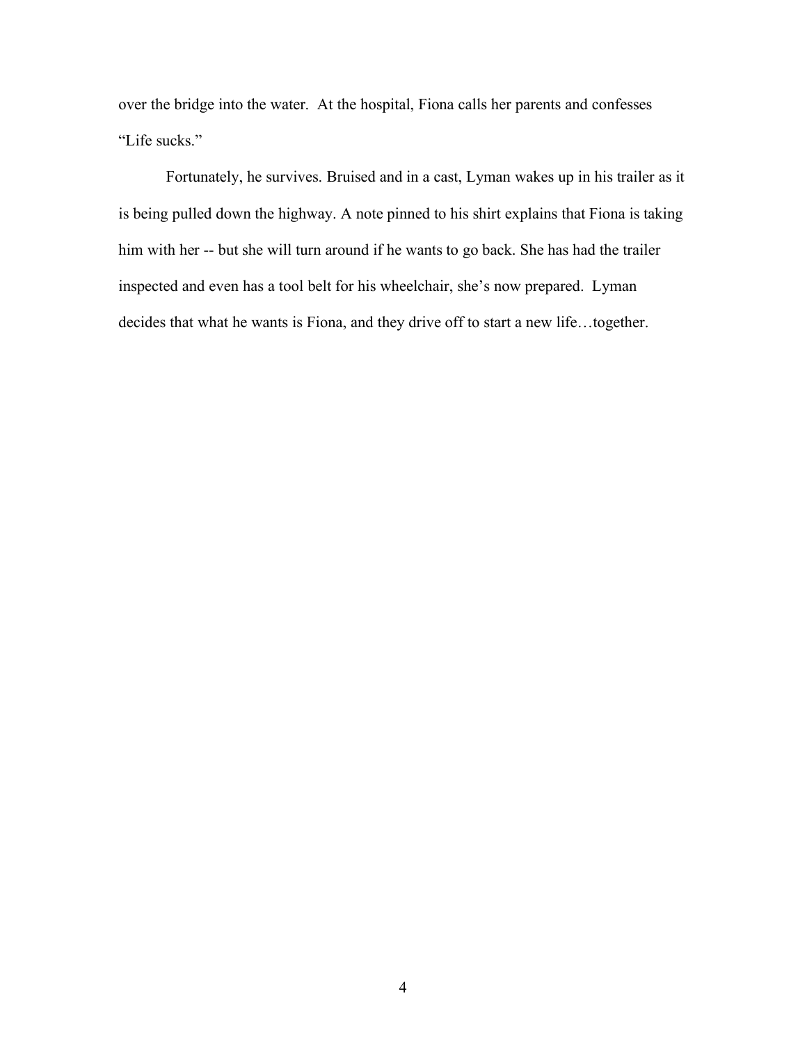over the bridge into the water.  At the hospital, Fiona calls her parents and confesses "Life sucks."

Fortunately, he survives. Bruised and in a cast, Lyman wakes up in his trailer as it is being pulled down the highway. A note pinned to his shirt explains that Fiona is taking him with her -- but she will turn around if he wants to go back. She has had the trailer inspected and even has a tool belt for his wheelchair, she's now prepared.  Lyman decides that what he wants is Fiona, and they drive off to start a new life…together.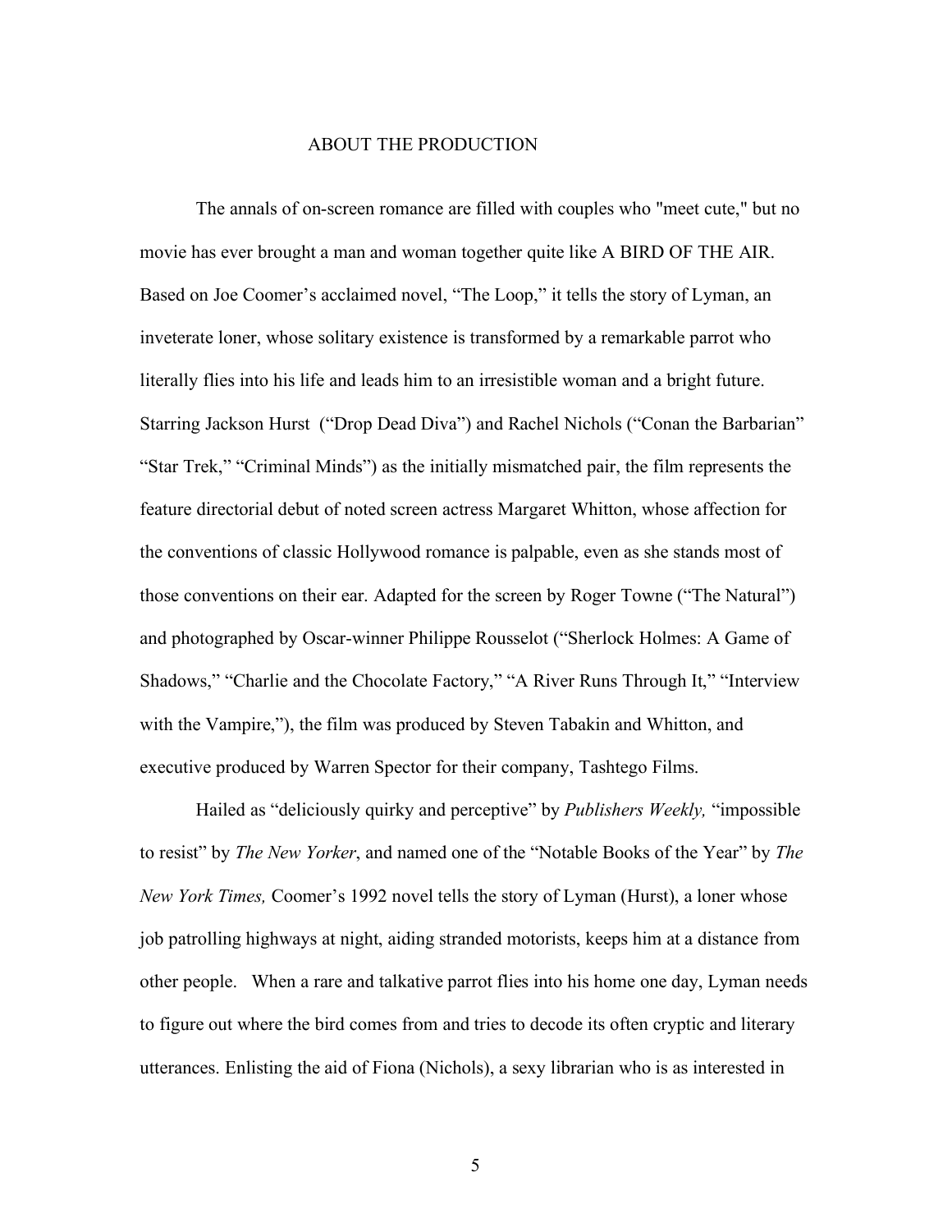## ABOUT THE PRODUCTION

The annals of on-screen romance are filled with couples who "meet cute," but no movie has ever brought a man and woman together quite like A BIRD OF THE AIR. Based on Joe Coomer's acclaimed novel, "The Loop," it tells the story of Lyman, an inveterate loner, whose solitary existence is transformed by a remarkable parrot who literally flies into his life and leads him to an irresistible woman and a bright future. Starring Jackson Hurst ("Drop Dead Diva") and Rachel Nichols ("Conan the Barbarian" "Star Trek," "Criminal Minds") as the initially mismatched pair, the film represents the feature directorial debut of noted screen actress Margaret Whitton, whose affection for the conventions of classic Hollywood romance is palpable, even as she stands most of those conventions on their ear. Adapted for the screen by Roger Towne ("The Natural") and photographed by Oscar-winner Philippe Rousselot ("Sherlock Holmes: A Game of Shadows," "Charlie and the Chocolate Factory," "A River Runs Through It," "Interview with the Vampire,"), the film was produced by Steven Tabakin and Whitton, and executive produced by Warren Spector for their company, Tashtego Films.

Hailed as "deliciously quirky and perceptive" by *Publishers Weekly,* "impossible to resist" by *The New Yorker*, and named one of the "Notable Books of the Year" by *The New York Times,* Coomer's 1992 novel tells the story of Lyman (Hurst), a loner whose job patrolling highways at night, aiding stranded motorists, keeps him at a distance from other people. When a rare and talkative parrot flies into his home one day, Lyman needs to figure out where the bird comes from and tries to decode its often cryptic and literary utterances. Enlisting the aid of Fiona (Nichols), a sexy librarian who is as interested in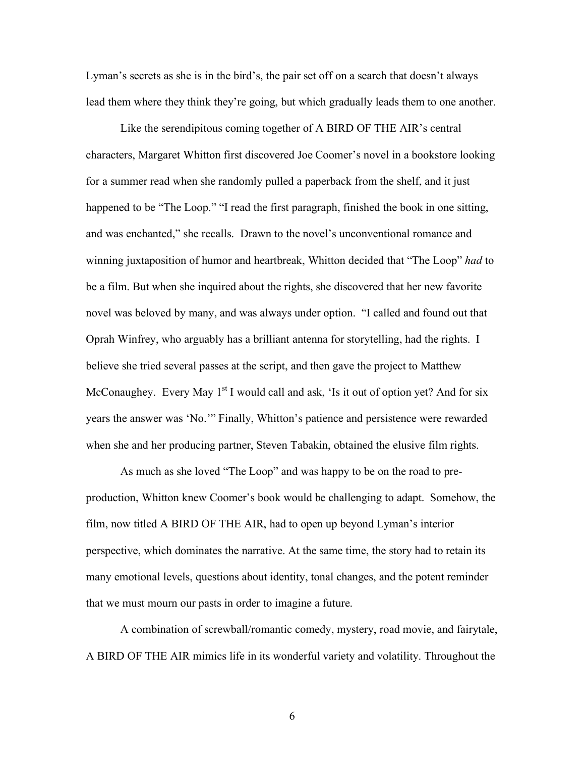Lyman's secrets as she is in the bird's, the pair set off on a search that doesn't always lead them where they think they're going, but which gradually leads them to one another.

Like the serendipitous coming together of A BIRD OF THE AIR's central characters, Margaret Whitton first discovered Joe Coomer's novel in a bookstore looking for a summer read when she randomly pulled a paperback from the shelf, and it just happened to be "The Loop." "I read the first paragraph, finished the book in one sitting, and was enchanted," she recalls. Drawn to the novel's unconventional romance and winning juxtaposition of humor and heartbreak, Whitton decided that "The Loop" *had* to be a film. But when she inquired about the rights, she discovered that her new favorite novel was beloved by many, and was always under option. "I called and found out that Oprah Winfrey, who arguably has a brilliant antenna for storytelling, had the rights. I believe she tried several passes at the script, and then gave the project to Matthew McConaughey. Every May 1st I would call and ask, 'Is it out of option yet? And for six years the answer was 'No.'" Finally, Whitton's patience and persistence were rewarded when she and her producing partner, Steven Tabakin, obtained the elusive film rights.

As much as she loved "The Loop" and was happy to be on the road to pre-production, Whitton knew Coomer's book would be challenging to adapt. Somehow, the film, now titled A BIRD OF THE AIR, had to open up beyond Lyman's interior perspective, which dominates the narrative. At the same time, the story had to retain its many emotional levels, questions about identity, tonal changes, and the potent reminder that we must mourn our pasts in order to imagine a future.

A combination of screwball/romantic comedy, mystery, road movie, and fairytale, A BIRD OF THE AIR mimics life in its wonderful variety and volatility. Throughout the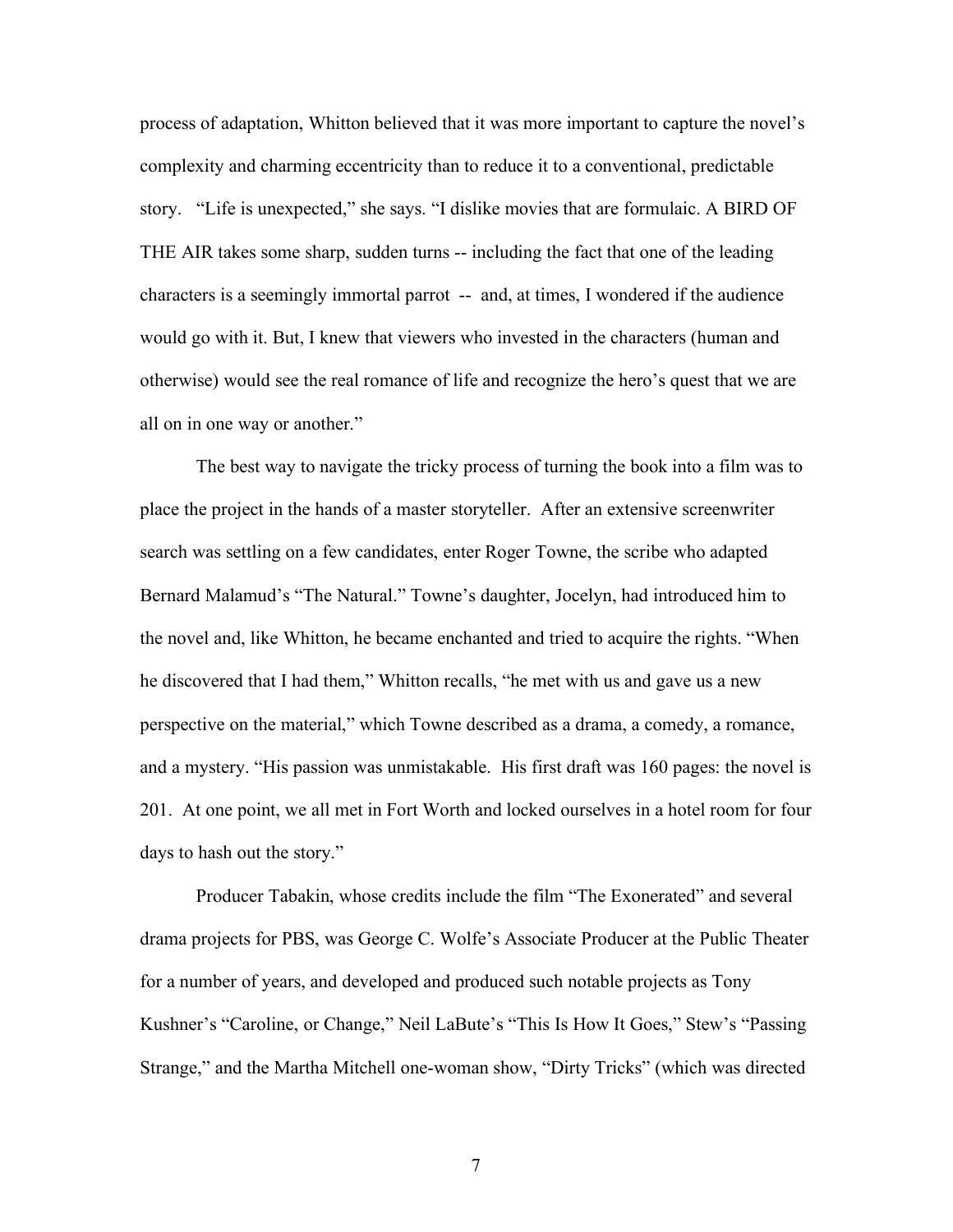process of adaptation, Whitton believed that it was more important to capture the novel's complexity and charming eccentricity than to reduce it to a conventional, predictable story. "Life is unexpected," she says. "I dislike movies that are formulaic. A BIRD OF THE AIR takes some sharp, sudden turns -- including the fact that one of the leading characters is a seemingly immortal parrot -- and, at times, I wondered if the audience would go with it. But, I knew that viewers who invested in the characters (human and otherwise) would see the real romance of life and recognize the hero's quest that we are all on in one way or another."

The best way to navigate the tricky process of turning the book into a film was to place the project in the hands of a master storyteller. After an extensive screenwriter search was settling on a few candidates, enter Roger Towne, the scribe who adapted Bernard Malamud's "The Natural." Towne's daughter, Jocelyn, had introduced him to the novel and, like Whitton, he became enchanted and tried to acquire the rights. "When he discovered that I had them," Whitton recalls, "he met with us and gave us a new perspective on the material," which Towne described as a drama, a comedy, a romance, and a mystery. "His passion was unmistakable. His first draft was 160 pages: the novel is 201. At one point, we all met in Fort Worth and locked ourselves in a hotel room for four days to hash out the story."

Producer Tabakin, whose credits include the film "The Exonerated" and several drama projects for PBS, was George C. Wolfe's Associate Producer at the Public Theater for a number of years, and developed and produced such notable projects as Tony Kushner's "Caroline, or Change," Neil LaBute's "This Is How It Goes," Stew's "Passing Strange," and the Martha Mitchell one-woman show, "Dirty Tricks" (which was directed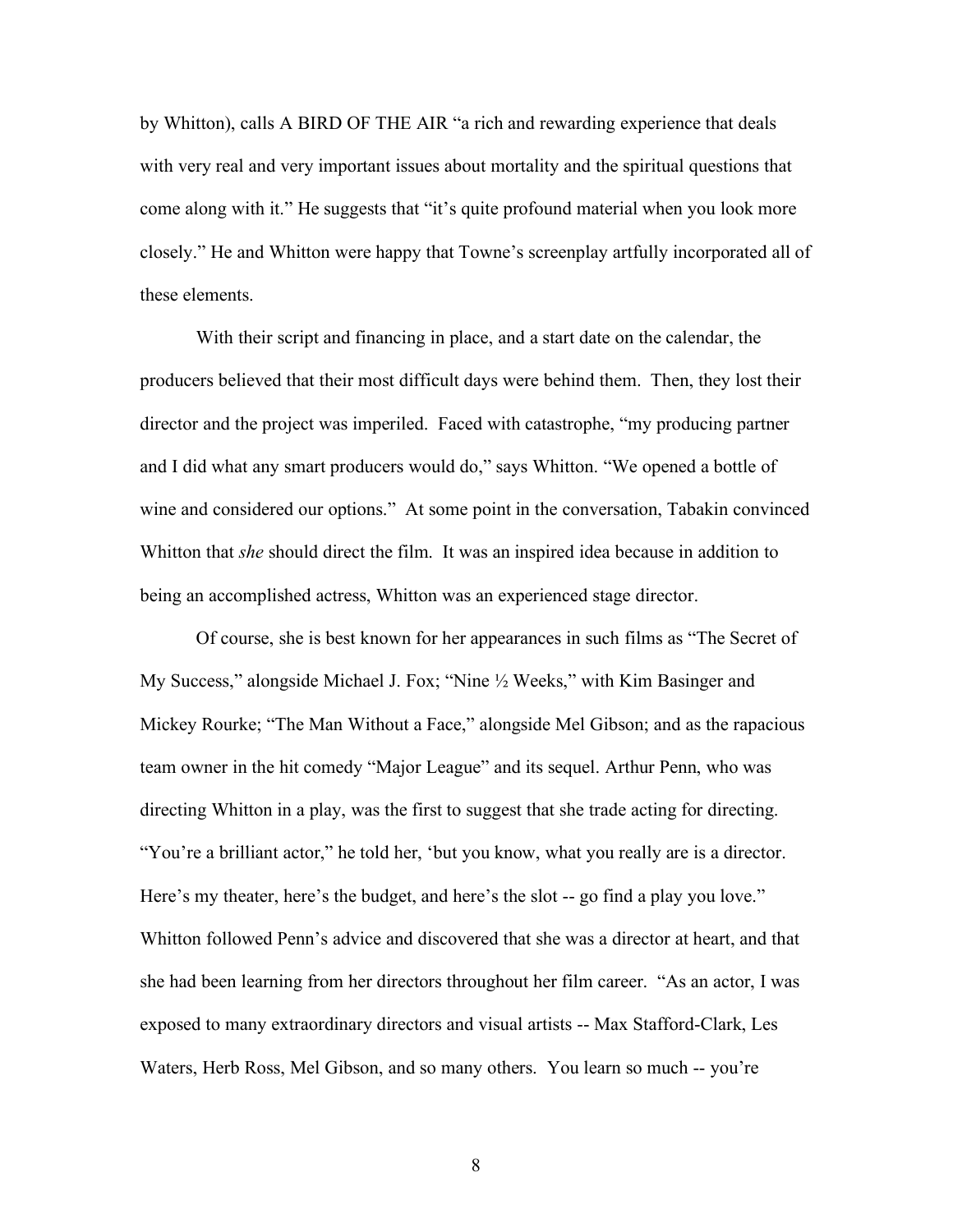by Whitton), calls A BIRD OF THE AIR "a rich and rewarding experience that deals with very real and very important issues about mortality and the spiritual questions that come along with it." He suggests that "it's quite profound material when you look more closely." He and Whitton were happy that Towne's screenplay artfully incorporated all of these elements.

With their script and financing in place, and a start date on the calendar, the producers believed that their most difficult days were behind them. Then, they lost their director and the project was imperiled. Faced with catastrophe, "my producing partner and I did what any smart producers would do," says Whitton. "We opened a bottle of wine and considered our options." At some point in the conversation, Tabakin convinced Whitton that *she* should direct the film. It was an inspired idea because in addition to being an accomplished actress, Whitton was an experienced stage director.

Of course, she is best known for her appearances in such films as "The Secret of My Success," alongside Michael J. Fox; "Nine ½ Weeks," with Kim Basinger and Mickey Rourke; "The Man Without a Face," alongside Mel Gibson; and as the rapacious team owner in the hit comedy "Major League" and its sequel. Arthur Penn, who was directing Whitton in a play, was the first to suggest that she trade acting for directing. "You're a brilliant actor," he told her, 'but you know, what you really are is a director. Here's my theater, here's the budget, and here's the slot -- go find a play you love." Whitton followed Penn's advice and discovered that she was a director at heart, and that she had been learning from her directors throughout her film career. "As an actor, I was exposed to many extraordinary directors and visual artists -- Max Stafford-Clark, Les Waters, Herb Ross, Mel Gibson, and so many others. You learn so much -- you're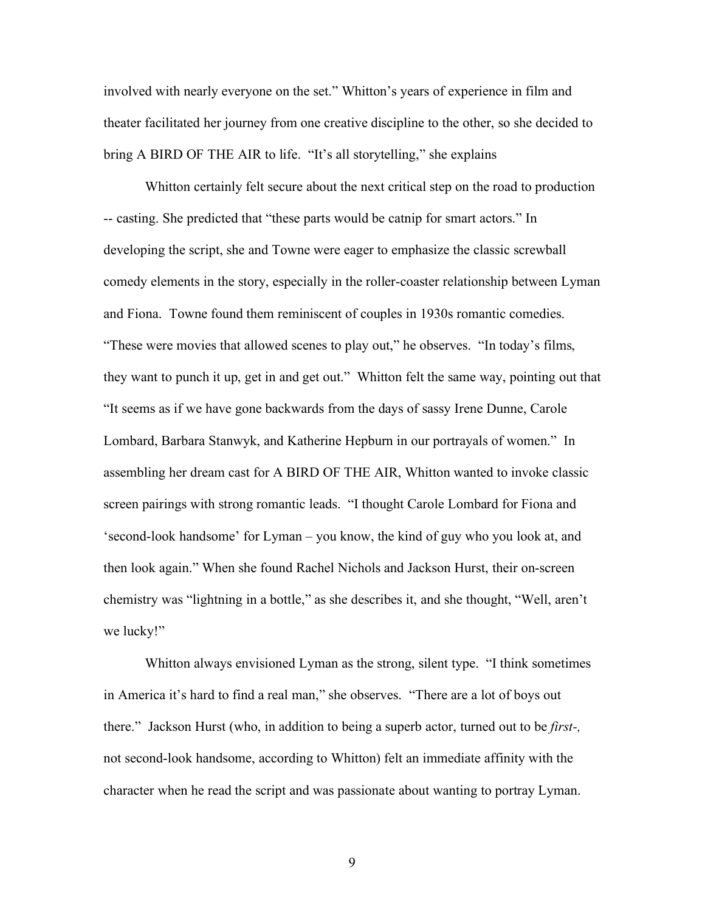involved with nearly everyone on the set." Whitton's years of experience in film and theater facilitated her journey from one creative discipline to the other, so she decided to bring A BIRD OF THE AIR to life. "It's all storytelling," she explains

Whitton certainly felt secure about the next critical step on the road to production -- casting. She predicted that "these parts would be catnip for smart actors." In developing the script, she and Towne were eager to emphasize the classic screwball comedy elements in the story, especially in the roller-coaster relationship between Lyman and Fiona. Towne found them reminiscent of couples in 1930s romantic comedies. "These were movies that allowed scenes to play out," he observes. "In today's films, they want to punch it up, get in and get out." Whitton felt the same way, pointing out that "It seems as if we have gone backwards from the days of sassy Irene Dunne, Carole Lombard, Barbara Stanwyk, and Katherine Hepburn in our portrayals of women." In assembling her dream cast for A BIRD OF THE AIR, Whitton wanted to invoke classic screen pairings with strong romantic leads. "I thought Carole Lombard for Fiona and 'second-look handsome' for Lyman – you know, the kind of guy who you look at, and then look again." When she found Rachel Nichols and Jackson Hurst, their on-screen chemistry was "lightning in a bottle," as she describes it, and she thought, "Well, aren't we lucky!"

Whitton always envisioned Lyman as the strong, silent type. "I think sometimes in America it's hard to find a real man," she observes. "There are a lot of boys out there." Jackson Hurst (who, in addition to being a superb actor, turned out to be *first-,* not second-look handsome, according to Whitton) felt an immediate affinity with the character when he read the script and was passionate about wanting to portray Lyman.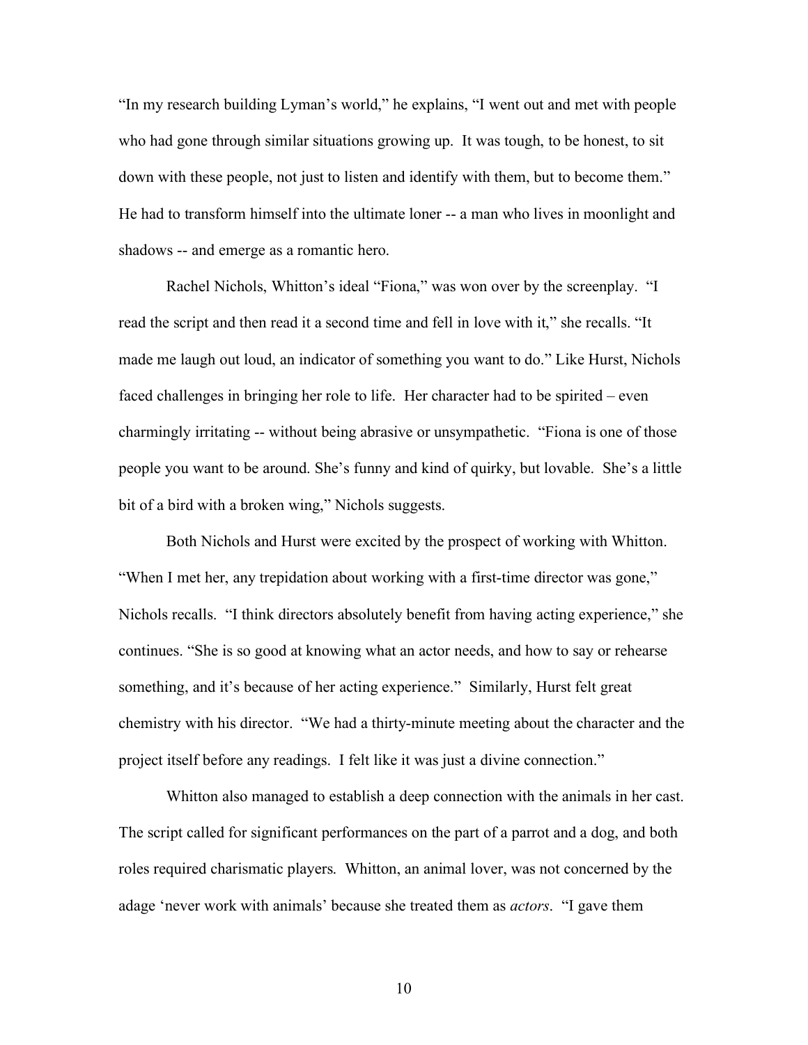"In my research building Lyman's world," he explains, "I went out and met with people who had gone through similar situations growing up. It was tough, to be honest, to sit down with these people, not just to listen and identify with them, but to become them." He had to transform himself into the ultimate loner -- a man who lives in moonlight and shadows -- and emerge as a romantic hero.

Rachel Nichols, Whitton's ideal "Fiona," was won over by the screenplay. "I read the script and then read it a second time and fell in love with it," she recalls. "It made me laugh out loud, an indicator of something you want to do." Like Hurst, Nichols faced challenges in bringing her role to life. Her character had to be spirited – even charmingly irritating -- without being abrasive or unsympathetic. "Fiona is one of those people you want to be around. She's funny and kind of quirky, but lovable. She's a little bit of a bird with a broken wing," Nichols suggests.

Both Nichols and Hurst were excited by the prospect of working with Whitton. "When I met her, any trepidation about working with a first-time director was gone," Nichols recalls. "I think directors absolutely benefit from having acting experience," she continues. "She is so good at knowing what an actor needs, and how to say or rehearse something, and it's because of her acting experience." Similarly, Hurst felt great chemistry with his director. "We had a thirty-minute meeting about the character and the project itself before any readings. I felt like it was just a divine connection."

Whitton also managed to establish a deep connection with the animals in her cast. The script called for significant performances on the part of a parrot and a dog, and both roles required charismatic players. Whitton, an animal lover, was not concerned by the adage 'never work with animals' because she treated them as *actors*. "I gave them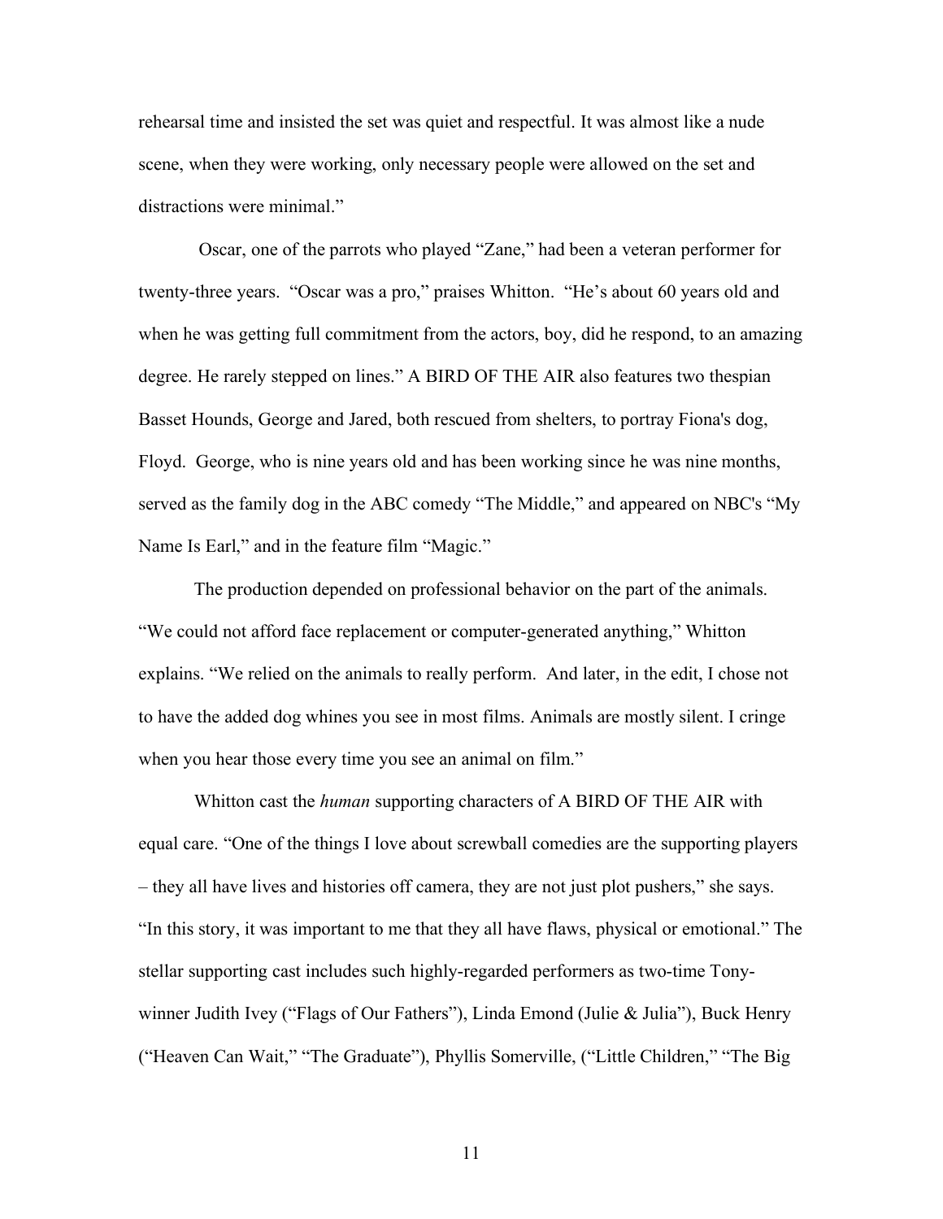rehearsal time and insisted the set was quiet and respectful. It was almost like a nude scene, when they were working, only necessary people were allowed on the set and distractions were minimal."

Oscar, one of the parrots who played "Zane," had been a veteran performer for twenty-three years. "Oscar was a pro," praises Whitton. "He's about 60 years old and when he was getting full commitment from the actors, boy, did he respond, to an amazing degree. He rarely stepped on lines." A BIRD OF THE AIR also features two thespian Basset Hounds, George and Jared, both rescued from shelters, to portray Fiona's dog, Floyd. George, who is nine years old and has been working since he was nine months, served as the family dog in the ABC comedy "The Middle," and appeared on NBC's "My Name Is Earl," and in the feature film "Magic."

The production depended on professional behavior on the part of the animals. "We could not afford face replacement or computer-generated anything," Whitton explains. "We relied on the animals to really perform. And later, in the edit, I chose not to have the added dog whines you see in most films. Animals are mostly silent. I cringe when you hear those every time you see an animal on film."

Whitton cast the *human* supporting characters of A BIRD OF THE AIR with equal care. "One of the things I love about screwball comedies are the supporting players – they all have lives and histories off camera, they are not just plot pushers," she says. "In this story, it was important to me that they all have flaws, physical or emotional." The stellar supporting cast includes such highly-regarded performers as two-time Tony-winner Judith Ivey ("Flags of Our Fathers"), Linda Emond (Julie & Julia"), Buck Henry ("Heaven Can Wait," "The Graduate"), Phyllis Somerville, ("Little Children," "The Big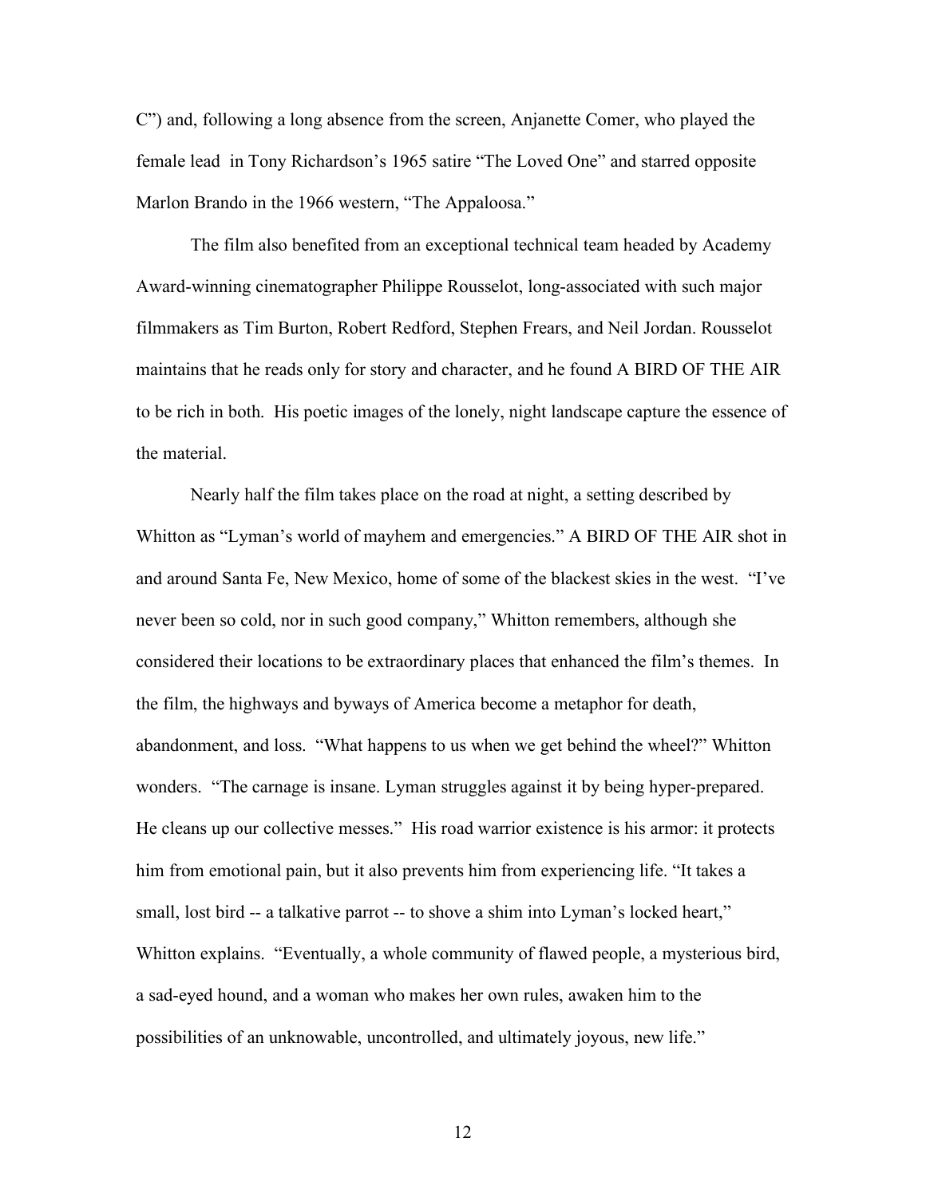C") and, following a long absence from the screen, Anjanette Comer, who played the female lead in Tony Richardson's 1965 satire "The Loved One" and starred opposite Marlon Brando in the 1966 western, "The Appaloosa."

The film also benefited from an exceptional technical team headed by Academy Award-winning cinematographer Philippe Rousselot, long-associated with such major filmmakers as Tim Burton, Robert Redford, Stephen Frears, and Neil Jordan. Rousselot maintains that he reads only for story and character, and he found A BIRD OF THE AIR to be rich in both. His poetic images of the lonely, night landscape capture the essence of the material.

Nearly half the film takes place on the road at night, a setting described by Whitton as "Lyman's world of mayhem and emergencies." A BIRD OF THE AIR shot in and around Santa Fe, New Mexico, home of some of the blackest skies in the west. "I've never been so cold, nor in such good company," Whitton remembers, although she considered their locations to be extraordinary places that enhanced the film's themes. In the film, the highways and byways of America become a metaphor for death, abandonment, and loss. "What happens to us when we get behind the wheel?" Whitton wonders. "The carnage is insane. Lyman struggles against it by being hyper-prepared. He cleans up our collective messes." His road warrior existence is his armor: it protects him from emotional pain, but it also prevents him from experiencing life. "It takes a small, lost bird -- a talkative parrot -- to shove a shim into Lyman's locked heart," Whitton explains. "Eventually, a whole community of flawed people, a mysterious bird, a sad-eyed hound, and a woman who makes her own rules, awaken him to the possibilities of an unknowable, uncontrolled, and ultimately joyous, new life."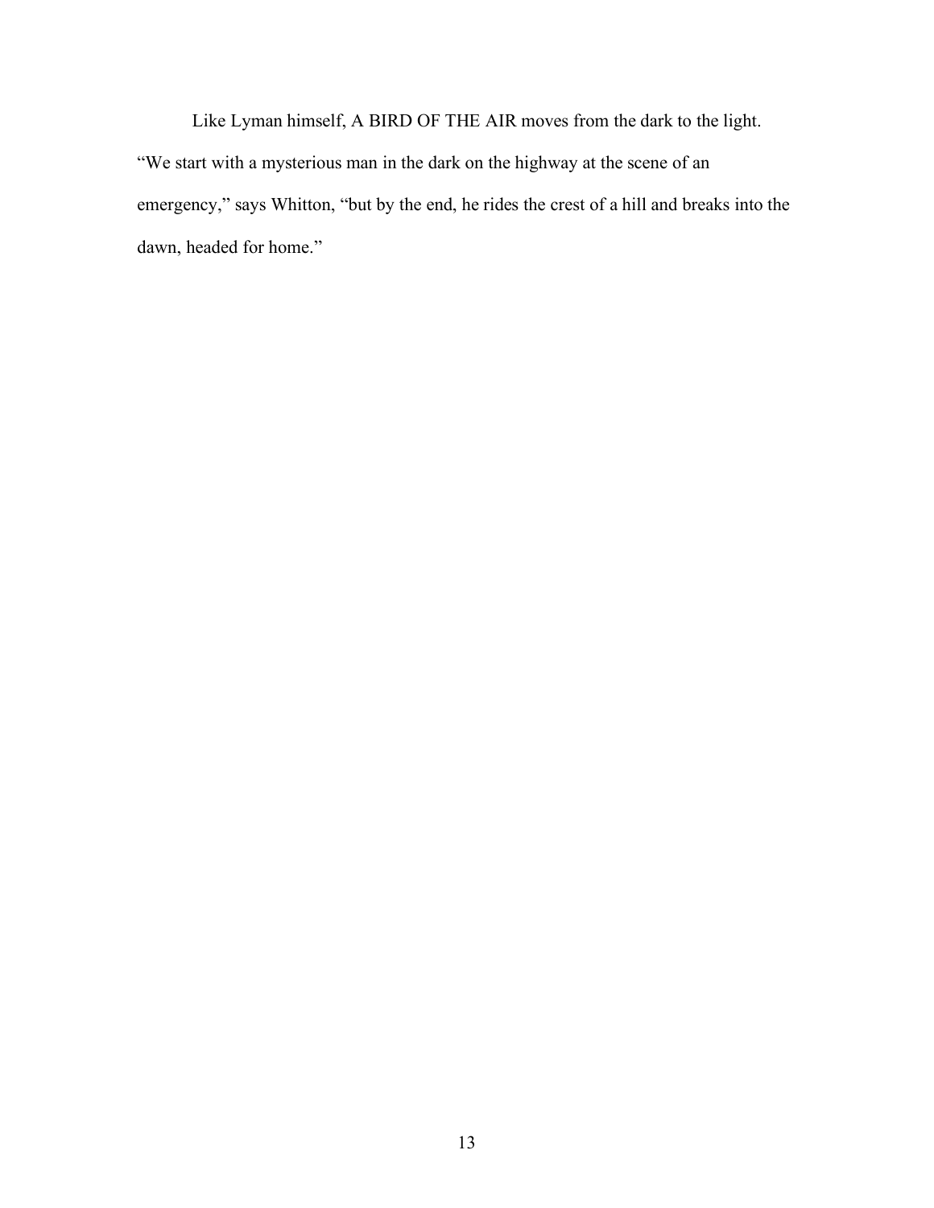Like Lyman himself, A BIRD OF THE AIR moves from the dark to the light. "We start with a mysterious man in the dark on the highway at the scene of an emergency," says Whitton, "but by the end, he rides the crest of a hill and breaks into the dawn, headed for home."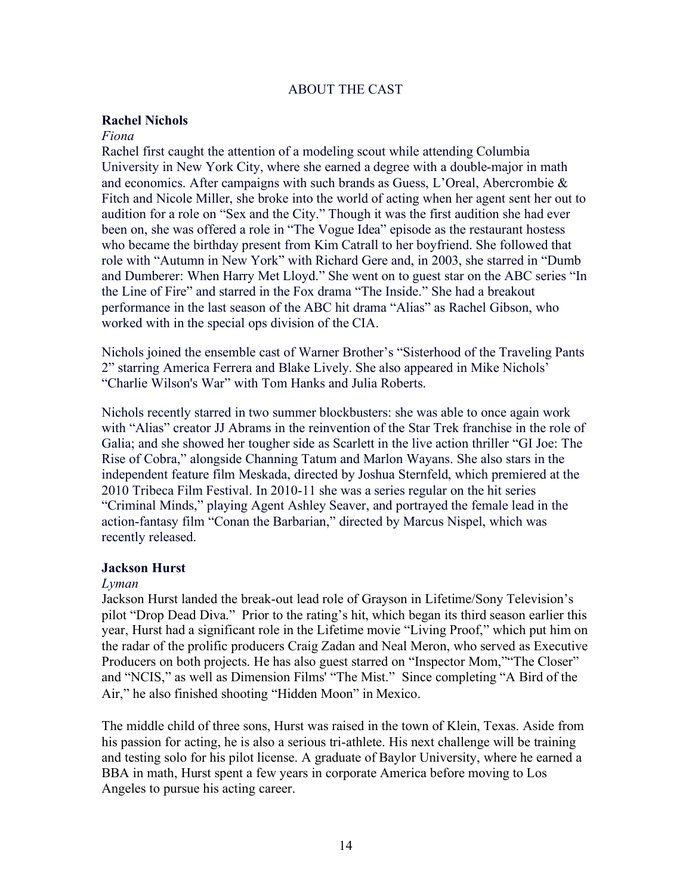## ABOUT THE CAST

**Rachel Nichols**
*Fiona*
Rachel first caught the attention of a modeling scout while attending Columbia University in New York City, where she earned a degree with a double-major in math and economics. After campaigns with such brands as Guess, L'Oreal, Abercrombie & Fitch and Nicole Miller, she broke into the world of acting when her agent sent her out to audition for a role on "Sex and the City." Though it was the first audition she had ever been on, she was offered a role in "The Vogue Idea" episode as the restaurant hostess who became the birthday present from Kim Catrall to her boyfriend. She followed that role with "Autumn in New York" with Richard Gere and, in 2003, she starred in "Dumb and Dumberer: When Harry Met Lloyd." She went on to guest star on the ABC series "In the Line of Fire" and starred in the Fox drama "The Inside." She had a breakout performance in the last season of the ABC hit drama "Alias" as Rachel Gibson, who worked with in the special ops division of the CIA.

Nichols joined the ensemble cast of Warner Brother's "Sisterhood of the Traveling Pants 2" starring America Ferrera and Blake Lively. She also appeared in Mike Nichols' "Charlie Wilson's War" with Tom Hanks and Julia Roberts.

Nichols recently starred in two summer blockbusters: she was able to once again work with "Alias" creator JJ Abrams in the reinvention of the Star Trek franchise in the role of Galia; and she showed her tougher side as Scarlett in the live action thriller "GI Joe: The Rise of Cobra," alongside Channing Tatum and Marlon Wayans. She also stars in the independent feature film Meskada, directed by Joshua Sternfeld, which premiered at the 2010 Tribeca Film Festival. In 2010-11 she was a series regular on the hit series "Criminal Minds," playing Agent Ashley Seaver, and portrayed the female lead in the action-fantasy film "Conan the Barbarian," directed by Marcus Nispel, which was recently released.

**Jackson Hurst**
*Lyman*
Jackson Hurst landed the break-out lead role of Grayson in Lifetime/Sony Television's pilot "Drop Dead Diva." Prior to the rating's hit, which began its third season earlier this year, Hurst had a significant role in the Lifetime movie "Living Proof," which put him on the radar of the prolific producers Craig Zadan and Neal Meron, who served as Executive Producers on both projects. He has also guest starred on "Inspector Mom,""The Closer" and "NCIS," as well as Dimension Films' "The Mist." Since completing "A Bird of the Air," he also finished shooting "Hidden Moon" in Mexico.

The middle child of three sons, Hurst was raised in the town of Klein, Texas. Aside from his passion for acting, he is also a serious tri-athlete. His next challenge will be training and testing solo for his pilot license. A graduate of Baylor University, where he earned a BBA in math, Hurst spent a few years in corporate America before moving to Los Angeles to pursue his acting career.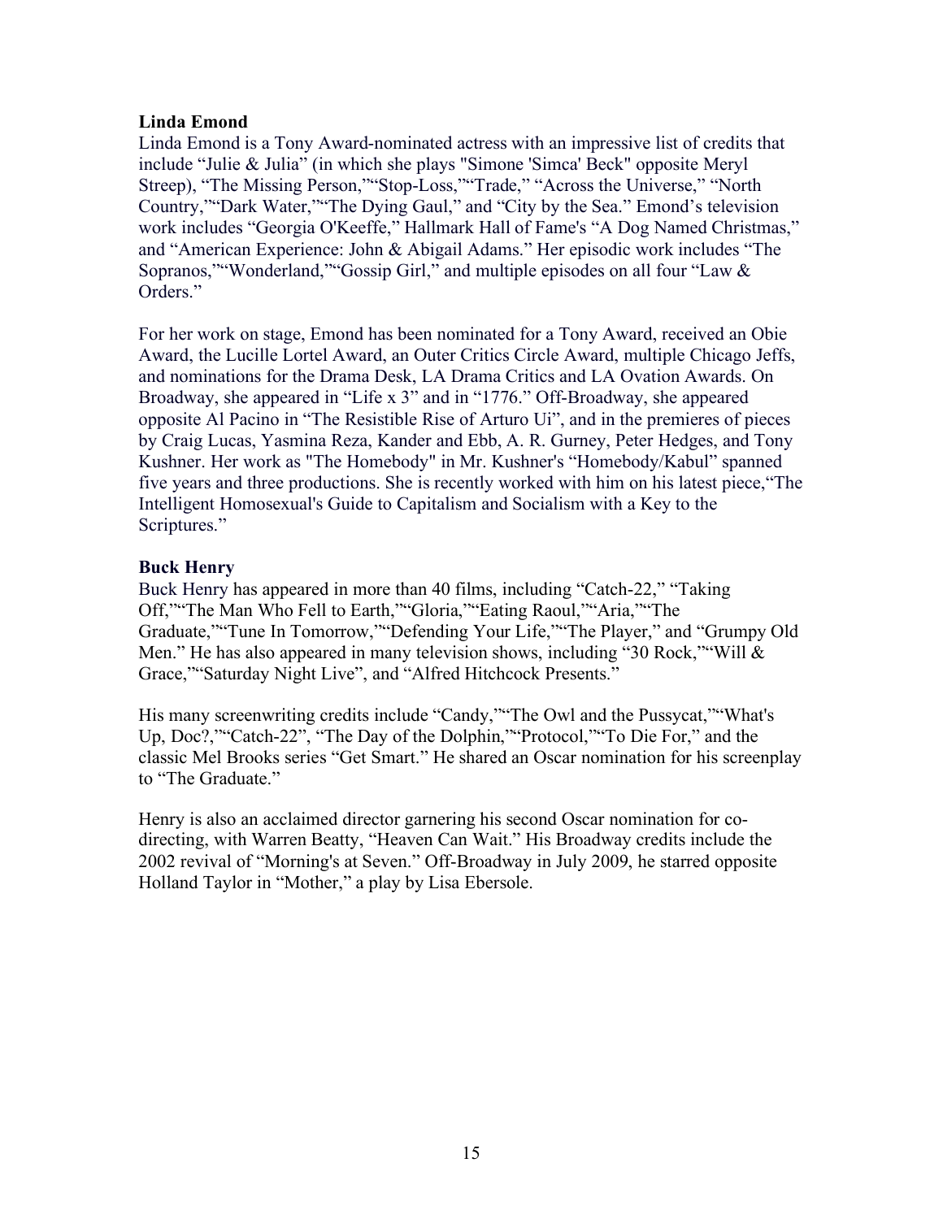**Linda Emond**

Linda Emond is a Tony Award-nominated actress with an impressive list of credits that include "Julie & Julia" (in which she plays "Simone 'Simca' Beck" opposite Meryl Streep), "The Missing Person,""Stop-Loss,""Trade," "Across the Universe," "North Country,""Dark Water,""The Dying Gaul," and "City by the Sea." Emond's television work includes "Georgia O'Keeffe," Hallmark Hall of Fame's "A Dog Named Christmas," and "American Experience: John & Abigail Adams." Her episodic work includes "The Sopranos,""Wonderland,""Gossip Girl," and multiple episodes on all four "Law & Orders."

For her work on stage, Emond has been nominated for a Tony Award, received an Obie Award, the Lucille Lortel Award, an Outer Critics Circle Award, multiple Chicago Jeffs, and nominations for the Drama Desk, LA Drama Critics and LA Ovation Awards. On Broadway, she appeared in "Life x 3" and in "1776." Off-Broadway, she appeared opposite Al Pacino in "The Resistible Rise of Arturo Ui", and in the premieres of pieces by Craig Lucas, Yasmina Reza, Kander and Ebb, A. R. Gurney, Peter Hedges, and Tony Kushner. Her work as "The Homebody" in Mr. Kushner's "Homebody/Kabul" spanned five years and three productions. She is recently worked with him on his latest piece,"The Intelligent Homosexual's Guide to Capitalism and Socialism with a Key to the Scriptures."

**Buck Henry**

Buck Henry has appeared in more than 40 films, including "Catch-22," "Taking Off,""The Man Who Fell to Earth,""Gloria,""Eating Raoul,""Aria,""The Graduate,""Tune In Tomorrow,""Defending Your Life,""The Player," and "Grumpy Old Men." He has also appeared in many television shows, including "30 Rock,""Will & Grace,""Saturday Night Live", and "Alfred Hitchcock Presents."

His many screenwriting credits include "Candy,""The Owl and the Pussycat,""What's Up, Doc?,""Catch-22", "The Day of the Dolphin,""Protocol,""To Die For," and the classic Mel Brooks series "Get Smart." He shared an Oscar nomination for his screenplay to "The Graduate."

Henry is also an acclaimed director garnering his second Oscar nomination for co-directing, with Warren Beatty, "Heaven Can Wait." His Broadway credits include the 2002 revival of "Morning's at Seven." Off-Broadway in July 2009, he starred opposite Holland Taylor in "Mother," a play by Lisa Ebersole.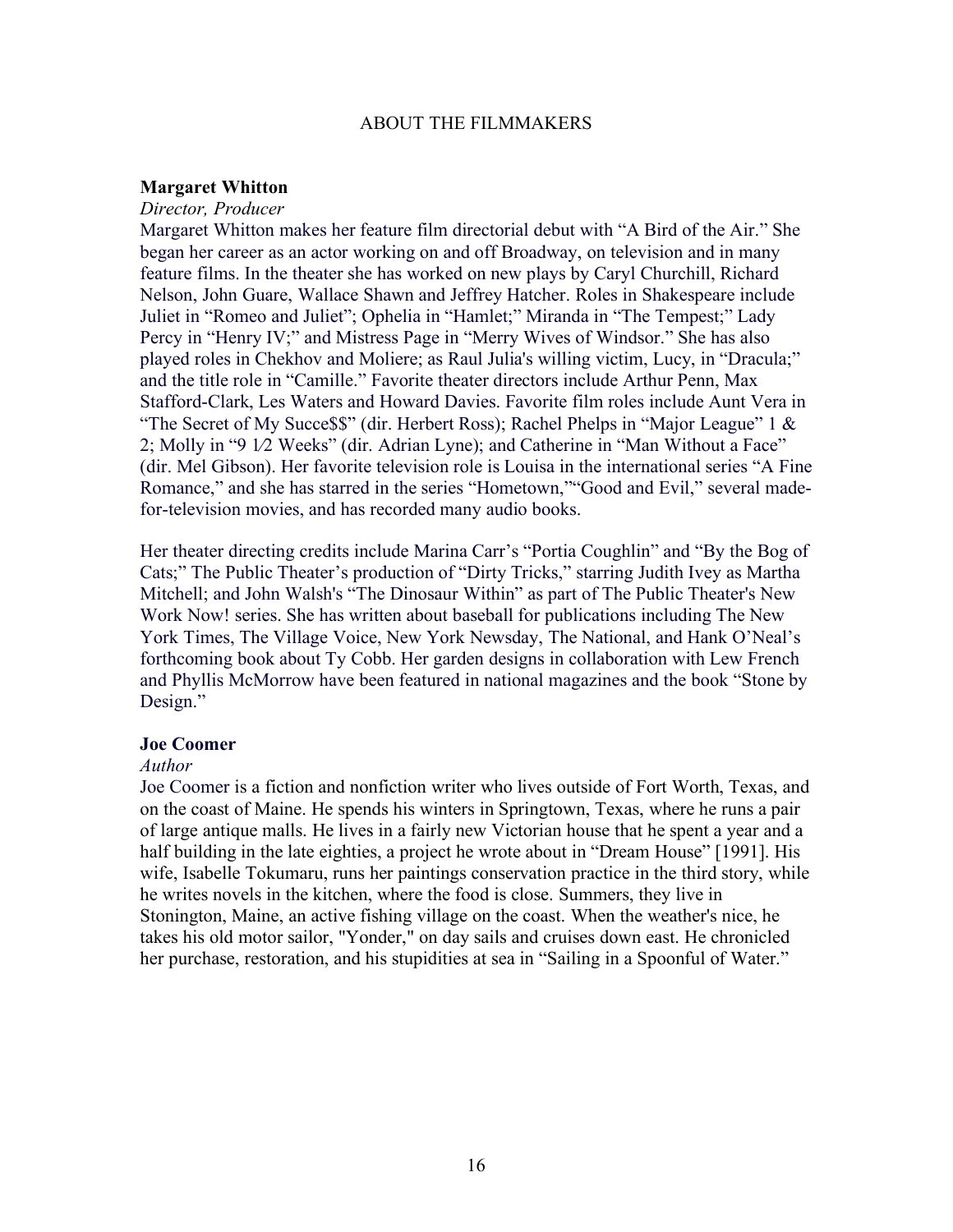## ABOUT THE FILMMAKERS

**Margaret Whitton**

*Director, Producer*

Margaret Whitton makes her feature film directorial debut with "A Bird of the Air." She began her career as an actor working on and off Broadway, on television and in many feature films. In the theater she has worked on new plays by Caryl Churchill, Richard Nelson, John Guare, Wallace Shawn and Jeffrey Hatcher. Roles in Shakespeare include Juliet in "Romeo and Juliet"; Ophelia in "Hamlet;" Miranda in "The Tempest;" Lady Percy in "Henry IV;" and Mistress Page in "Merry Wives of Windsor." She has also played roles in Chekhov and Moliere; as Raul Julia's willing victim, Lucy, in "Dracula;" and the title role in "Camille." Favorite theater directors include Arthur Penn, Max Stafford-Clark, Les Waters and Howard Davies. Favorite film roles include Aunt Vera in "The Secret of My Succe$$" (dir. Herbert Ross); Rachel Phelps in "Major League" 1 & 2; Molly in "9 1⁄2 Weeks" (dir. Adrian Lyne); and Catherine in "Man Without a Face" (dir. Mel Gibson). Her favorite television role is Louisa in the international series "A Fine Romance," and she has starred in the series "Hometown,""Good and Evil," several made-for-television movies, and has recorded many audio books.

Her theater directing credits include Marina Carr's "Portia Coughlin" and "By the Bog of Cats;" The Public Theater's production of "Dirty Tricks," starring Judith Ivey as Martha Mitchell; and John Walsh's "The Dinosaur Within" as part of The Public Theater's New Work Now! series. She has written about baseball for publications including The New York Times, The Village Voice, New York Newsday, The National, and Hank O'Neal's forthcoming book about Ty Cobb. Her garden designs in collaboration with Lew French and Phyllis McMorrow have been featured in national magazines and the book "Stone by Design."

**Joe Coomer**

*Author*

Joe Coomer is a fiction and nonfiction writer who lives outside of Fort Worth, Texas, and on the coast of Maine. He spends his winters in Springtown, Texas, where he runs a pair of large antique malls. He lives in a fairly new Victorian house that he spent a year and a half building in the late eighties, a project he wrote about in "Dream House" [1991]. His wife, Isabelle Tokumaru, runs her paintings conservation practice in the third story, while he writes novels in the kitchen, where the food is close. Summers, they live in Stonington, Maine, an active fishing village on the coast. When the weather's nice, he takes his old motor sailor, "Yonder," on day sails and cruises down east. He chronicled her purchase, restoration, and his stupidities at sea in "Sailing in a Spoonful of Water."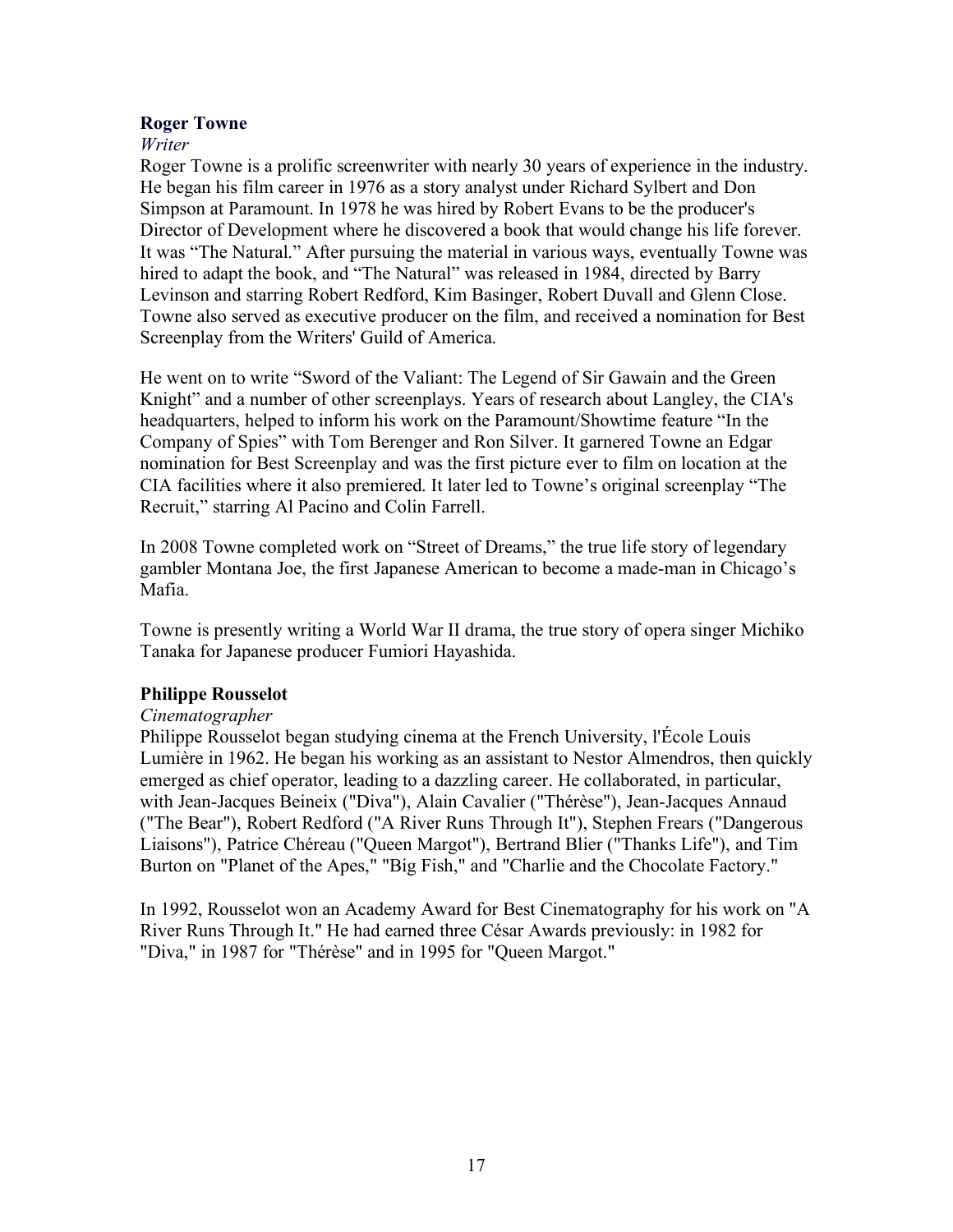**Roger Towne**

*Writer*

Roger Towne is a prolific screenwriter with nearly 30 years of experience in the industry. He began his film career in 1976 as a story analyst under Richard Sylbert and Don Simpson at Paramount. In 1978 he was hired by Robert Evans to be the producer's Director of Development where he discovered a book that would change his life forever. It was "The Natural." After pursuing the material in various ways, eventually Towne was hired to adapt the book, and "The Natural" was released in 1984, directed by Barry Levinson and starring Robert Redford, Kim Basinger, Robert Duvall and Glenn Close. Towne also served as executive producer on the film, and received a nomination for Best Screenplay from the Writers' Guild of America.

He went on to write "Sword of the Valiant: The Legend of Sir Gawain and the Green Knight" and a number of other screenplays. Years of research about Langley, the CIA's headquarters, helped to inform his work on the Paramount/Showtime feature "In the Company of Spies" with Tom Berenger and Ron Silver. It garnered Towne an Edgar nomination for Best Screenplay and was the first picture ever to film on location at the CIA facilities where it also premiered. It later led to Towne's original screenplay "The Recruit," starring Al Pacino and Colin Farrell.

In 2008 Towne completed work on "Street of Dreams," the true life story of legendary gambler Montana Joe, the first Japanese American to become a made-man in Chicago's Mafia.

Towne is presently writing a World War II drama, the true story of opera singer Michiko Tanaka for Japanese producer Fumiori Hayashida.

**Philippe Rousselot**

*Cinematographer*

Philippe Rousselot began studying cinema at the French University, l'École Louis Lumière in 1962. He began his working as an assistant to Nestor Almendros, then quickly emerged as chief operator, leading to a dazzling career. He collaborated, in particular, with Jean-Jacques Beineix ("Diva"), Alain Cavalier ("Thérèse"), Jean-Jacques Annaud ("The Bear"), Robert Redford ("A River Runs Through It"), Stephen Frears ("Dangerous Liaisons"), Patrice Chéreau ("Queen Margot"), Bertrand Blier ("Thanks Life"), and Tim Burton on "Planet of the Apes," "Big Fish," and "Charlie and the Chocolate Factory."

In 1992, Rousselot won an Academy Award for Best Cinematography for his work on "A River Runs Through It." He had earned three César Awards previously: in 1982 for "Diva," in 1987 for "Thérèse" and in 1995 for "Queen Margot."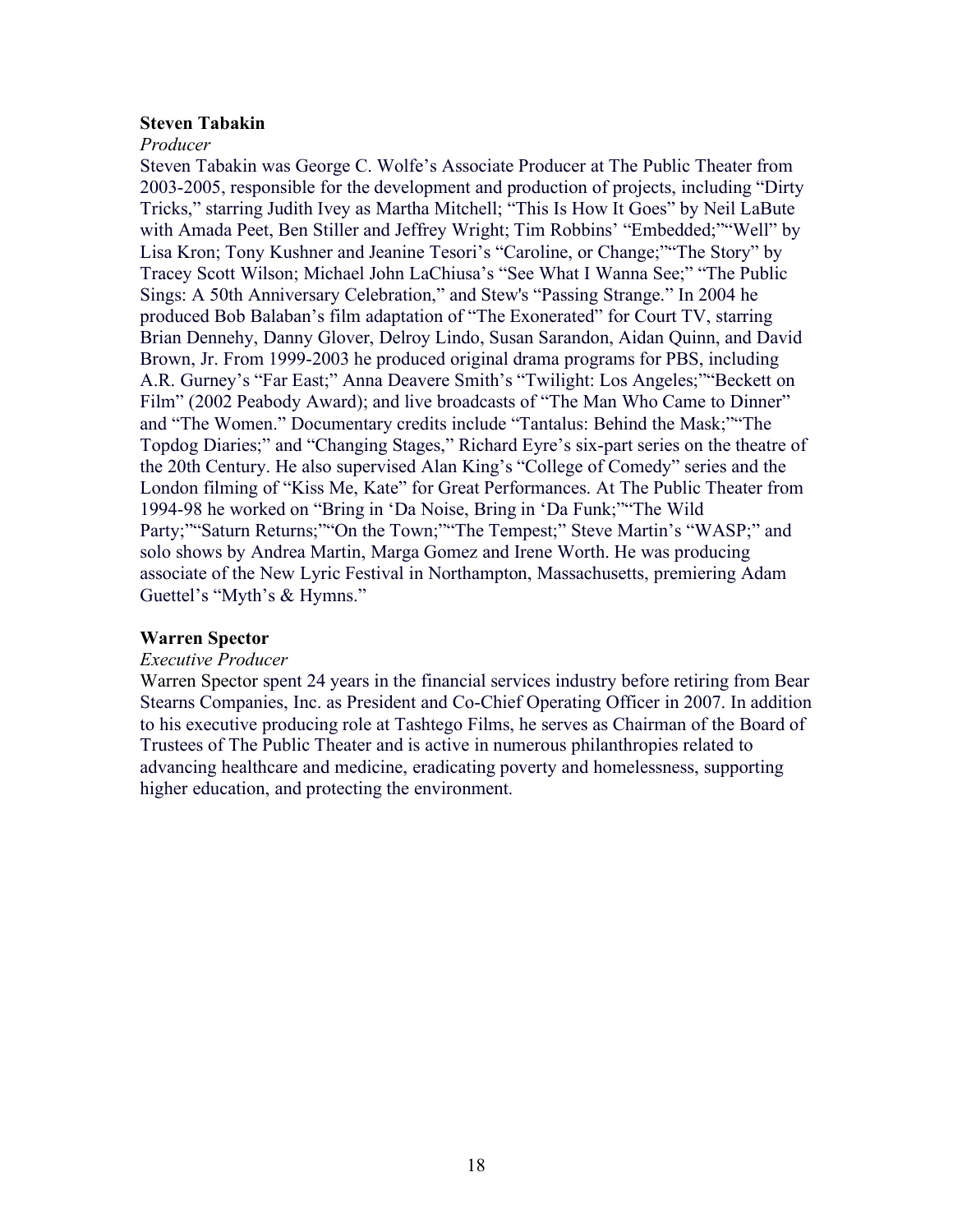**Steven Tabakin**

*Producer*

Steven Tabakin was George C. Wolfe's Associate Producer at The Public Theater from 2003-2005, responsible for the development and production of projects, including "Dirty Tricks," starring Judith Ivey as Martha Mitchell; "This Is How It Goes" by Neil LaBute with Amada Peet, Ben Stiller and Jeffrey Wright; Tim Robbins' "Embedded;""Well" by Lisa Kron; Tony Kushner and Jeanine Tesori's "Caroline, or Change;""The Story" by Tracey Scott Wilson; Michael John LaChiusa's "See What I Wanna See;" "The Public Sings: A 50th Anniversary Celebration," and Stew's "Passing Strange." In 2004 he produced Bob Balaban's film adaptation of "The Exonerated" for Court TV, starring Brian Dennehy, Danny Glover, Delroy Lindo, Susan Sarandon, Aidan Quinn, and David Brown, Jr. From 1999-2003 he produced original drama programs for PBS, including A.R. Gurney's "Far East;" Anna Deavere Smith's "Twilight: Los Angeles;""Beckett on Film" (2002 Peabody Award); and live broadcasts of "The Man Who Came to Dinner" and "The Women." Documentary credits include "Tantalus: Behind the Mask;""The Topdog Diaries;" and "Changing Stages," Richard Eyre's six-part series on the theatre of the 20th Century. He also supervised Alan King's "College of Comedy" series and the London filming of "Kiss Me, Kate" for Great Performances. At The Public Theater from 1994-98 he worked on "Bring in 'Da Noise, Bring in 'Da Funk;""The Wild Party;""Saturn Returns;""On the Town;""The Tempest;" Steve Martin's "WASP;" and solo shows by Andrea Martin, Marga Gomez and Irene Worth. He was producing associate of the New Lyric Festival in Northampton, Massachusetts, premiering Adam Guettel's "Myth's & Hymns."

**Warren Spector**

*Executive Producer*

Warren Spector spent 24 years in the financial services industry before retiring from Bear Stearns Companies, Inc. as President and Co-Chief Operating Officer in 2007. In addition to his executive producing role at Tashtego Films, he serves as Chairman of the Board of Trustees of The Public Theater and is active in numerous philanthropies related to advancing healthcare and medicine, eradicating poverty and homelessness, supporting higher education, and protecting the environment.